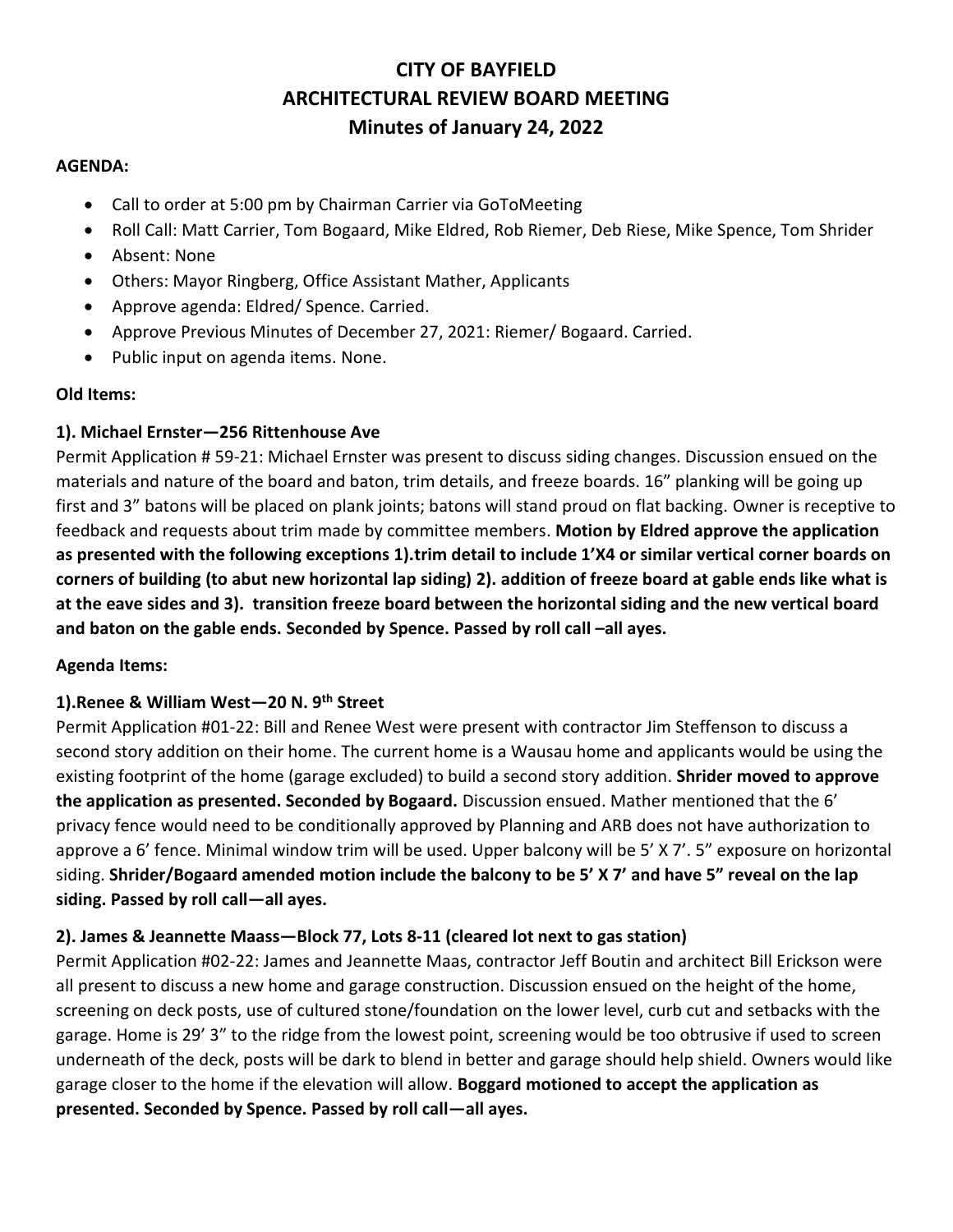# CITY OF BAYFIELD
# ARCHITECTURAL REVIEW BOARD MEETING
# Minutes of January 24, 2022

**AGENDA:**

- Call to order at 5:00 pm by Chairman Carrier via GoToMeeting
- Roll Call: Matt Carrier, Tom Bogaard, Mike Eldred, Rob Riemer, Deb Riese, Mike Spence, Tom Shrider
- Absent: None
- Others: Mayor Ringberg, Office Assistant Mather, Applicants
- Approve agenda: Eldred/ Spence. Carried.
- Approve Previous Minutes of December 27, 2021: Riemer/ Bogaard. Carried.
- Public input on agenda items. None.

**Old Items:**

**1). Michael Ernster—256 Rittenhouse Ave**

Permit Application # 59-21: Michael Ernster was present to discuss siding changes. Discussion ensued on the materials and nature of the board and baton, trim details, and freeze boards. 16" planking will be going up first and 3" batons will be placed on plank joints; batons will stand proud on flat backing. Owner is receptive to feedback and requests about trim made by committee members. **Motion by Eldred approve the application as presented with the following exceptions 1).trim detail to include 1'X4 or similar vertical corner boards on corners of building (to abut new horizontal lap siding) 2). addition of freeze board at gable ends like what is at the eave sides and 3). transition freeze board between the horizontal siding and the new vertical board and baton on the gable ends. Seconded by Spence. Passed by roll call –all ayes.**

**Agenda Items:**

**1).Renee & William West—20 N. 9th Street**

Permit Application #01-22: Bill and Renee West were present with contractor Jim Steffenson to discuss a second story addition on their home. The current home is a Wausau home and applicants would be using the existing footprint of the home (garage excluded) to build a second story addition. **Shrider moved to approve the application as presented. Seconded by Bogaard.** Discussion ensued. Mather mentioned that the 6' privacy fence would need to be conditionally approved by Planning and ARB does not have authorization to approve a 6' fence. Minimal window trim will be used. Upper balcony will be 5' X 7'. 5" exposure on horizontal siding. **Shrider/Bogaard amended motion include the balcony to be 5' X 7' and have 5" reveal on the lap siding. Passed by roll call—all ayes.**

**2). James & Jeannette Maass—Block 77, Lots 8-11 (cleared lot next to gas station)**

Permit Application #02-22: James and Jeannette Maas, contractor Jeff Boutin and architect Bill Erickson were all present to discuss a new home and garage construction. Discussion ensued on the height of the home, screening on deck posts, use of cultured stone/foundation on the lower level, curb cut and setbacks with the garage. Home is 29' 3" to the ridge from the lowest point, screening would be too obtrusive if used to screen underneath of the deck, posts will be dark to blend in better and garage should help shield. Owners would like garage closer to the home if the elevation will allow. **Boggard motioned to accept the application as presented. Seconded by Spence. Passed by roll call—all ayes.**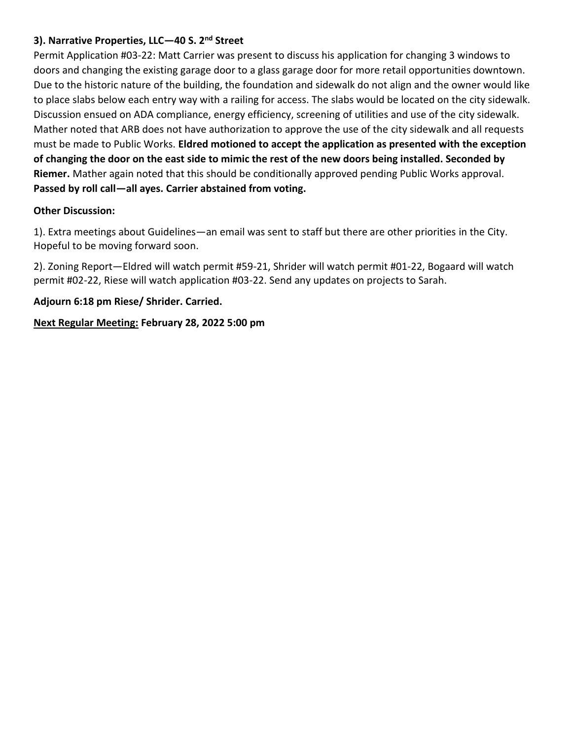**3). Narrative Properties, LLC—40 S. 2nd Street**

Permit Application #03-22: Matt Carrier was present to discuss his application for changing 3 windows to doors and changing the existing garage door to a glass garage door for more retail opportunities downtown. Due to the historic nature of the building, the foundation and sidewalk do not align and the owner would like to place slabs below each entry way with a railing for access. The slabs would be located on the city sidewalk. Discussion ensued on ADA compliance, energy efficiency, screening of utilities and use of the city sidewalk. Mather noted that ARB does not have authorization to approve the use of the city sidewalk and all requests must be made to Public Works. **Eldred motioned to accept the application as presented with the exception of changing the door on the east side to mimic the rest of the new doors being installed. Seconded by Riemer.** Mather again noted that this should be conditionally approved pending Public Works approval. **Passed by roll call—all ayes. Carrier abstained from voting.**

**Other Discussion:**

1). Extra meetings about Guidelines—an email was sent to staff but there are other priorities in the City. Hopeful to be moving forward soon.

2). Zoning Report—Eldred will watch permit #59-21, Shrider will watch permit #01-22, Bogaard will watch permit #02-22, Riese will watch application #03-22. Send any updates on projects to Sarah.

**Adjourn 6:18 pm Riese/ Shrider. Carried.**

**Next Regular Meeting: February 28, 2022 5:00 pm**